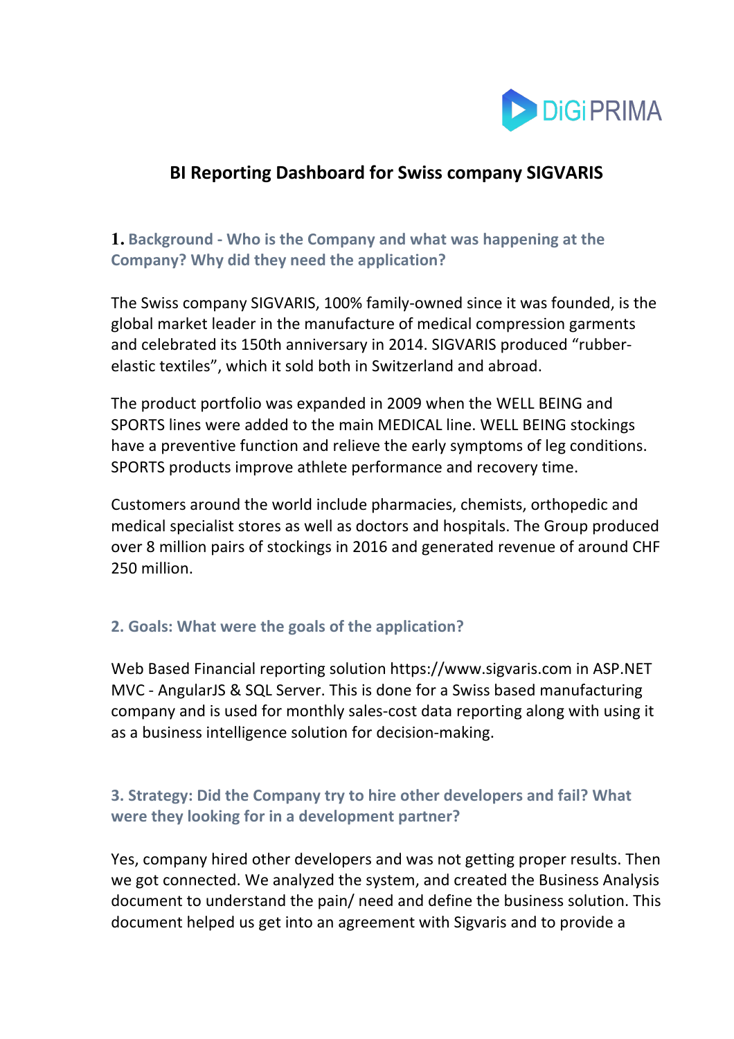DiGiPRIMA

# BI Reporting Dashboard for Swiss company SIGVARIS

## 1. Background - Who is the Company and what was happening at the Company? Why did they need the application?

The Swiss company SIGVARIS, 100% family-owned since it was founded, is the global market leader in the manufacture of medical compression garments and celebrated its 150th anniversary in 2014. SIGVARIS produced "rubber-elastic textiles", which it sold both in Switzerland and abroad.

The product portfolio was expanded in 2009 when the WELL BEING and SPORTS lines were added to the main MEDICAL line. WELL BEING stockings have a preventive function and relieve the early symptoms of leg conditions. SPORTS products improve athlete performance and recovery time.

Customers around the world include pharmacies, chemists, orthopedic and medical specialist stores as well as doctors and hospitals. The Group produced over 8 million pairs of stockings in 2016 and generated revenue of around CHF 250 million.

## 2. Goals: What were the goals of the application?

Web Based Financial reporting solution https://www.sigvaris.com in ASP.NET MVC - AngularJS & SQL Server. This is done for a Swiss based manufacturing company and is used for monthly sales-cost data reporting along with using it as a business intelligence solution for decision-making.

## 3. Strategy: Did the Company try to hire other developers and fail? What were they looking for in a development partner?

Yes, company hired other developers and was not getting proper results. Then we got connected. We analyzed the system, and created the Business Analysis document to understand the pain/ need and define the business solution. This document helped us get into an agreement with Sigvaris and to provide a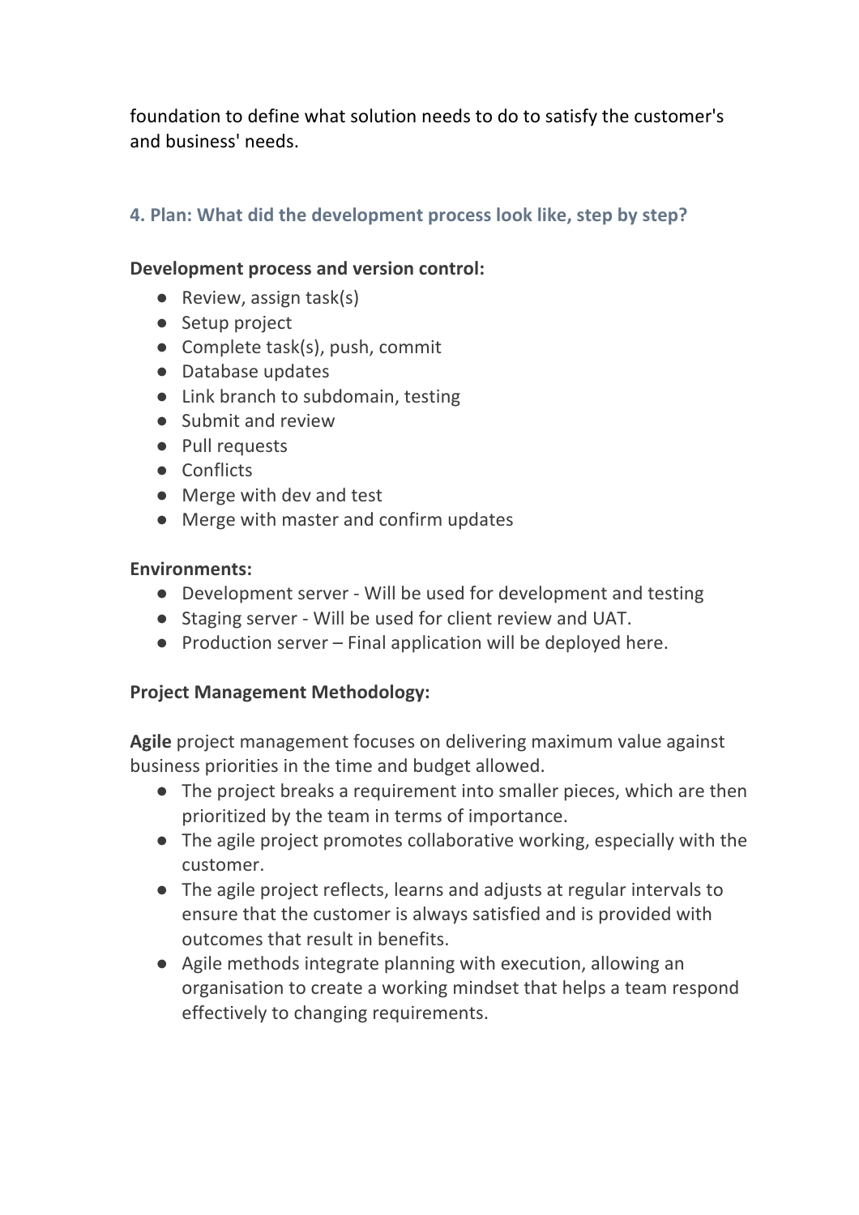foundation to define what solution needs to do to satisfy the customer's and business' needs.

### 4. Plan: What did the development process look like, step by step?

**Development process and version control:**

- Review, assign task(s)
- Setup project
- Complete task(s), push, commit
- Database updates
- Link branch to subdomain, testing
- Submit and review
- Pull requests
- Conflicts
- Merge with dev and test
- Merge with master and confirm updates

**Environments:**

- Development server - Will be used for development and testing
- Staging server - Will be used for client review and UAT.
- Production server – Final application will be deployed here.

**Project Management Methodology:**

**Agile** project management focuses on delivering maximum value against business priorities in the time and budget allowed.

- The project breaks a requirement into smaller pieces, which are then prioritized by the team in terms of importance.
- The agile project promotes collaborative working, especially with the customer.
- The agile project reflects, learns and adjusts at regular intervals to ensure that the customer is always satisfied and is provided with outcomes that result in benefits.
- Agile methods integrate planning with execution, allowing an organisation to create a working mindset that helps a team respond effectively to changing requirements.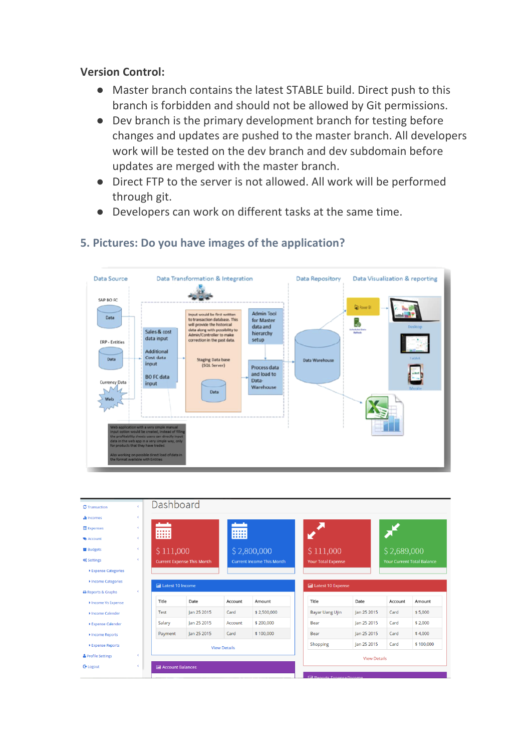**Version Control:**

- Master branch contains the latest STABLE build. Direct push to this branch is forbidden and should not be allowed by Git permissions.
- Dev branch is the primary development branch for testing before changes and updates are pushed to the master branch. All developers work will be tested on the dev branch and dev subdomain before updates are merged with the master branch.
- Direct FTP to the server is not allowed. All work will be performed through git.
- Developers can work on different tasks at the same time.

## 5. Pictures: Do you have images of the application?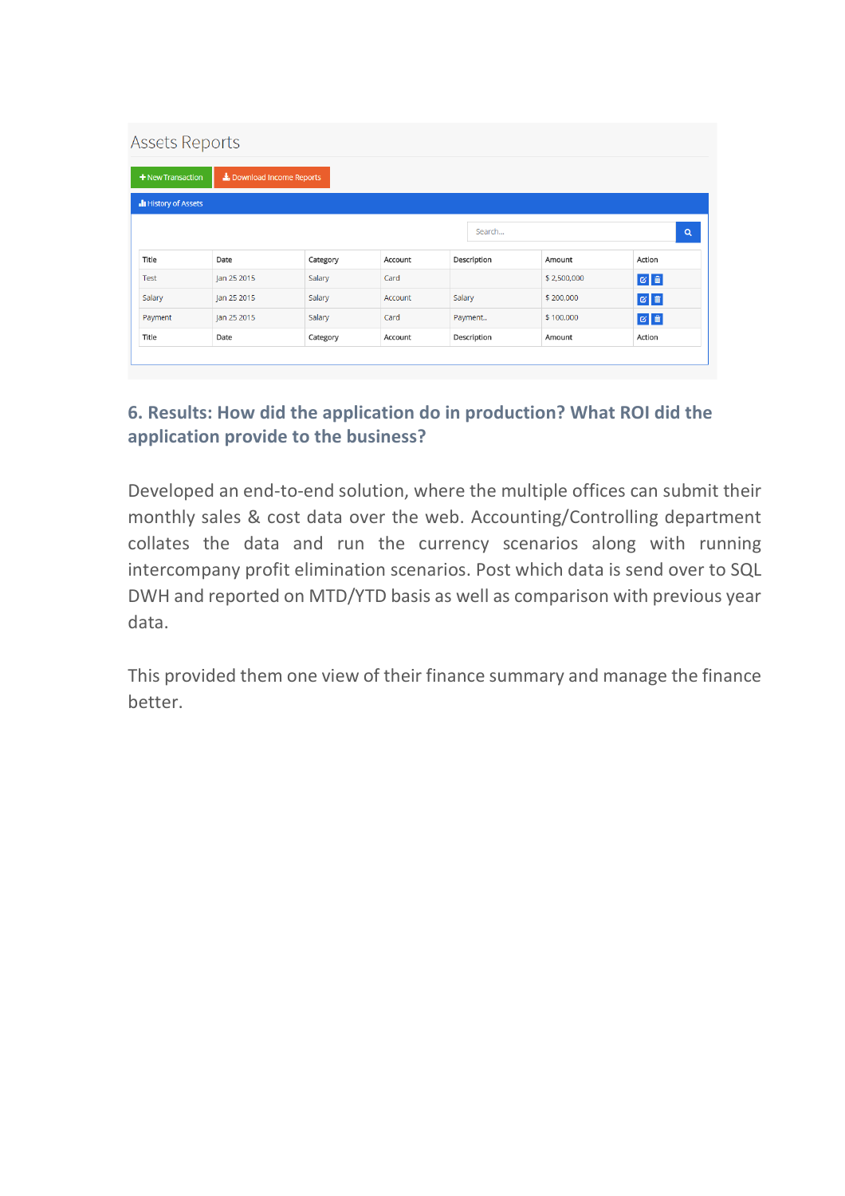Assets Reports

+ New Transaction | Download Income Reports

History of Assets

Search...

| Title | Date | Category | Account | Description | Amount | Action |
|---|---|---|---|---|---|---|
| Test | Jan 25 2015 | Salary | Card | | $ 2,500,000 | |
| Salary | Jan 25 2015 | Salary | Account | Salary | $ 200.000 | |
| Payment | Jan 25 2015 | Salary | Card | Payment.. | $ 100.000 | |
| Title | Date | Category | Account | Description | Amount | Action |

### 6. Results: How did the application do in production? What ROI did the application provide to the business?

Developed an end-to-end solution, where the multiple offices can submit their monthly sales & cost data over the web. Accounting/Controlling department collates the data and run the currency scenarios along with running intercompany profit elimination scenarios. Post which data is send over to SQL DWH and reported on MTD/YTD basis as well as comparison with previous year data.

This provided them one view of their finance summary and manage the finance better.